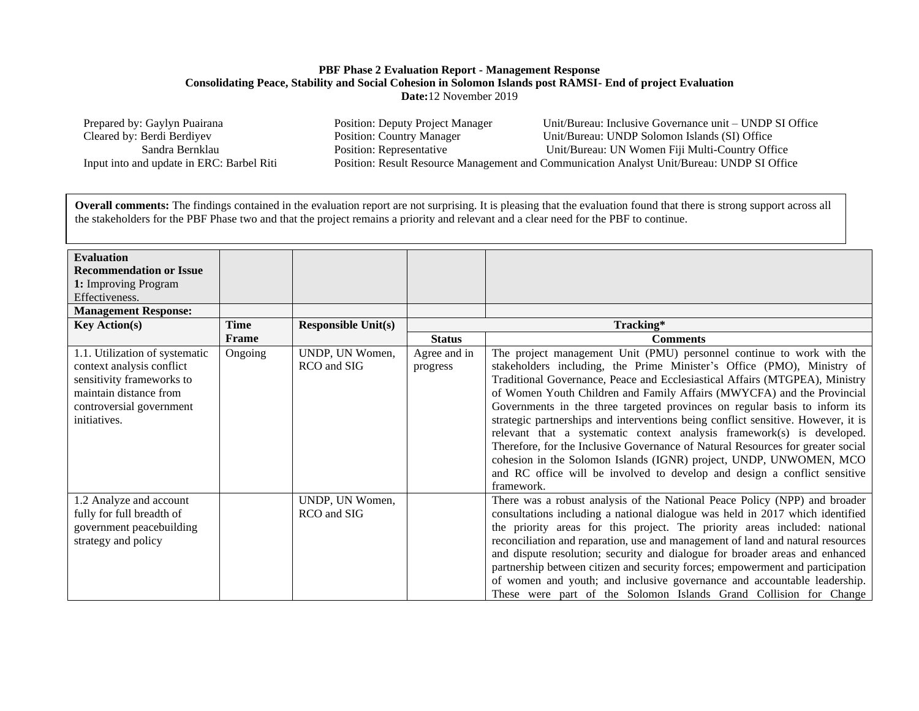**PBF Phase 2 Evaluation Report - Management Response**
**Consolidating Peace, Stability and Social Cohesion in Solomon Islands post RAMSI- End of project Evaluation**
**Date:**12 November 2019

Prepared by: Gaylyn Puairana — Position: Deputy Project Manager — Unit/Bureau: Inclusive Governance unit – UNDP SI Office
Cleared by: Berdi Berdiyev — Position: Country Manager — Unit/Bureau: UNDP Solomon Islands (SI) Office
Sandra Bernklau — Position: Representative — Unit/Bureau: UN Women Fiji Multi-Country Office
Input into and update in ERC: Barbel Riti — Position: Result Resource Management and Communication Analyst Unit/Bureau: UNDP SI Office

**Overall comments:** The findings contained in the evaluation report are not surprising. It is pleasing that the evaluation found that there is strong support across all the stakeholders for the PBF Phase two and that the project remains a priority and relevant and a clear need for the PBF to continue.

| **Evaluation Recommendation or Issue 1:** Improving Program Effectiveness. | | | | |
|---|---|---|---|---|
| **Management Response:** | | | | |
| **Key Action(s)** | **Time Frame** | **Responsible Unit(s)** | **Tracking*** | |
| | | | **Status** | **Comments** |
| 1.1. Utilization of systematic context analysis conflict sensitivity frameworks to maintain distance from controversial government initiatives. | Ongoing | UNDP, UN Women, RCO and SIG | Agree and in progress | The project management Unit (PMU) personnel continue to work with the stakeholders including, the Prime Minister's Office (PMO), Ministry of Traditional Governance, Peace and Ecclesiastical Affairs (MTGPEA), Ministry of Women Youth Children and Family Affairs (MWYCFA) and the Provincial Governments in the three targeted provinces on regular basis to inform its strategic partnerships and interventions being conflict sensitive. However, it is relevant that a systematic context analysis framework(s) is developed. Therefore, for the Inclusive Governance of Natural Resources for greater social cohesion in the Solomon Islands (IGNR) project, UNDP, UNWOMEN, MCO and RC office will be involved to develop and design a conflict sensitive framework. |
| 1.2 Analyze and account fully for full breadth of government peacebuilding strategy and policy | | UNDP, UN Women, RCO and SIG | | There was a robust analysis of the National Peace Policy (NPP) and broader consultations including a national dialogue was held in 2017 which identified the priority areas for this project. The priority areas included: national reconciliation and reparation, use and management of land and natural resources and dispute resolution; security and dialogue for broader areas and enhanced partnership between citizen and security forces; empowerment and participation of women and youth; and inclusive governance and accountable leadership. These were part of the Solomon Islands Grand Collision for Change |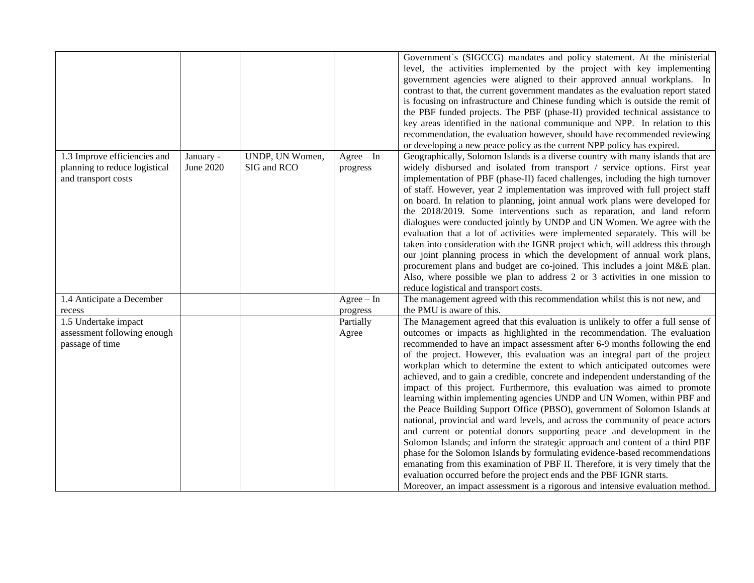| | | | | |
|---|---|---|---|---|
| | | | | Government`s (SIGCCG) mandates and policy statement. At the ministerial level, the activities implemented by the project with key implementing government agencies were aligned to their approved annual workplans. In contrast to that, the current government mandates as the evaluation report stated is focusing on infrastructure and Chinese funding which is outside the remit of the PBF funded projects. The PBF (phase-II) provided technical assistance to key areas identified in the national communique and NPP. In relation to this recommendation, the evaluation however, should have recommended reviewing or developing a new peace policy as the current NPP policy has expired. |
| 1.3 Improve efficiencies and planning to reduce logistical and transport costs | January - June 2020 | UNDP, UN Women, SIG and RCO | Agree – In progress | Geographically, Solomon Islands is a diverse country with many islands that are widely disbursed and isolated from transport / service options. First year implementation of PBF (phase-II) faced challenges, including the high turnover of staff. However, year 2 implementation was improved with full project staff on board. In relation to planning, joint annual work plans were developed for the 2018/2019. Some interventions such as reparation, and land reform dialogues were conducted jointly by UNDP and UN Women. We agree with the evaluation that a lot of activities were implemented separately. This will be taken into consideration with the IGNR project which, will address this through our joint planning process in which the development of annual work plans, procurement plans and budget are co-joined. This includes a joint M&E plan. Also, where possible we plan to address 2 or 3 activities in one mission to reduce logistical and transport costs. |
| 1.4 Anticipate a December recess | | | Agree – In progress | The management agreed with this recommendation whilst this is not new, and the PMU is aware of this. |
| 1.5 Undertake impact assessment following enough passage of time | | | Partially Agree | The Management agreed that this evaluation is unlikely to offer a full sense of outcomes or impacts as highlighted in the recommendation. The evaluation recommended to have an impact assessment after 6-9 months following the end of the project. However, this evaluation was an integral part of the project workplan which to determine the extent to which anticipated outcomes were achieved, and to gain a credible, concrete and independent understanding of the impact of this project. Furthermore, this evaluation was aimed to promote learning within implementing agencies UNDP and UN Women, within PBF and the Peace Building Support Office (PBSO), government of Solomon Islands at national, provincial and ward levels, and across the community of peace actors and current or potential donors supporting peace and development in the Solomon Islands; and inform the strategic approach and content of a third PBF phase for the Solomon Islands by formulating evidence-based recommendations emanating from this examination of PBF II. Therefore, it is very timely that the evaluation occurred before the project ends and the PBF IGNR starts.<br>Moreover, an impact assessment is a rigorous and intensive evaluation method. |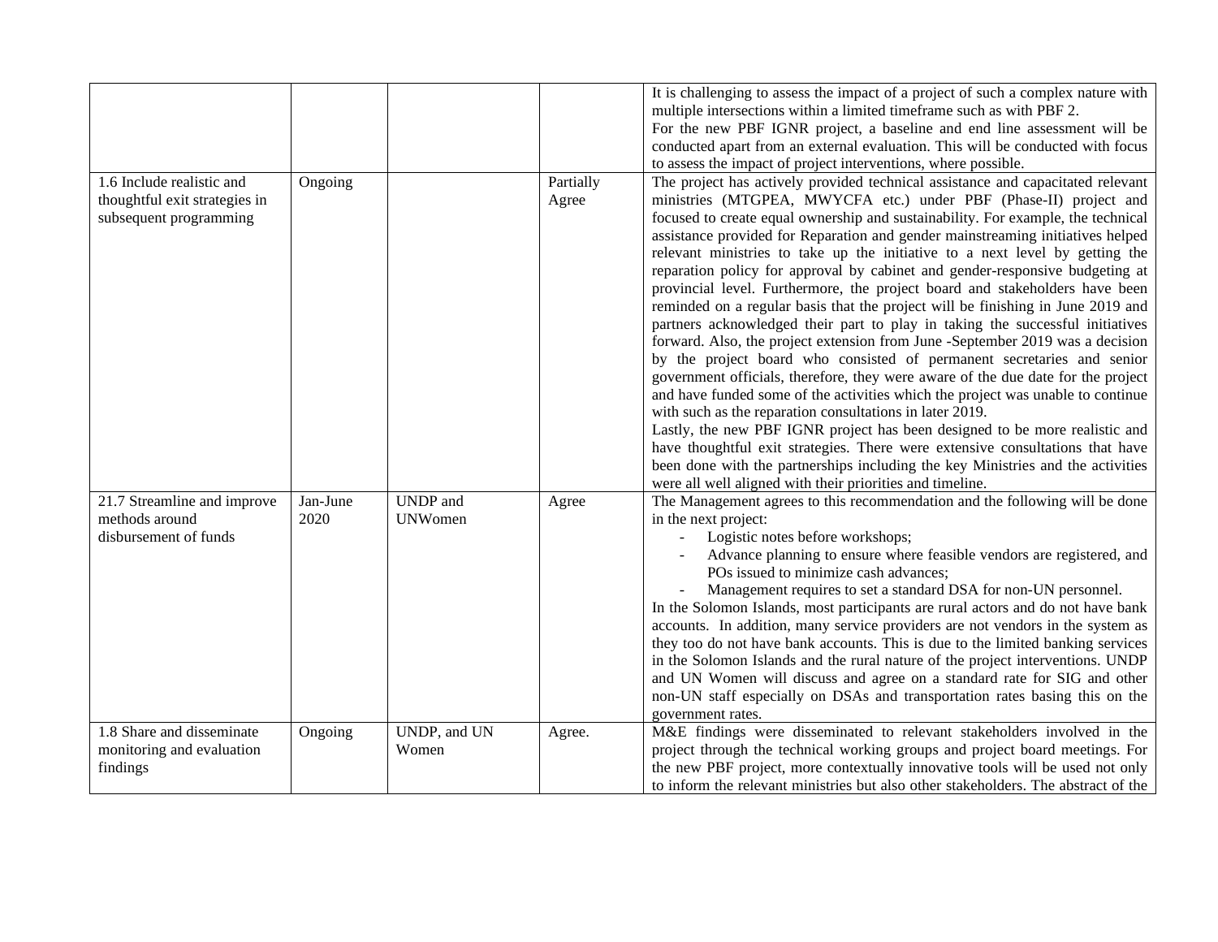| | | | | |
|---|---|---|---|---|
| | | | | It is challenging to assess the impact of a project of such a complex nature with multiple intersections within a limited timeframe such as with PBF 2.<br>For the new PBF IGNR project, a baseline and end line assessment will be conducted apart from an external evaluation. This will be conducted with focus to assess the impact of project interventions, where possible. |
| 1.6 Include realistic and thoughtful exit strategies in subsequent programming | Ongoing | | Partially Agree | The project has actively provided technical assistance and capacitated relevant ministries (MTGPEA, MWYCFA etc.) under PBF (Phase-II) project and focused to create equal ownership and sustainability. For example, the technical assistance provided for Reparation and gender mainstreaming initiatives helped relevant ministries to take up the initiative to a next level by getting the reparation policy for approval by cabinet and gender-responsive budgeting at provincial level. Furthermore, the project board and stakeholders have been reminded on a regular basis that the project will be finishing in June 2019 and partners acknowledged their part to play in taking the successful initiatives forward. Also, the project extension from June -September 2019 was a decision by the project board who consisted of permanent secretaries and senior government officials, therefore, they were aware of the due date for the project and have funded some of the activities which the project was unable to continue with such as the reparation consultations in later 2019.<br>Lastly, the new PBF IGNR project has been designed to be more realistic and have thoughtful exit strategies. There were extensive consultations that have been done with the partnerships including the key Ministries and the activities were all well aligned with their priorities and timeline. |
| 21.7 Streamline and improve methods around disbursement of funds | Jan-June 2020 | UNDP and UNWomen | Agree | The Management agrees to this recommendation and the following will be done in the next project:<br>- Logistic notes before workshops;<br>- Advance planning to ensure where feasible vendors are registered, and POs issued to minimize cash advances;<br>- Management requires to set a standard DSA for non-UN personnel.<br>In the Solomon Islands, most participants are rural actors and do not have bank accounts. In addition, many service providers are not vendors in the system as they too do not have bank accounts. This is due to the limited banking services in the Solomon Islands and the rural nature of the project interventions. UNDP and UN Women will discuss and agree on a standard rate for SIG and other non-UN staff especially on DSAs and transportation rates basing this on the government rates. |
| 1.8 Share and disseminate monitoring and evaluation findings | Ongoing | UNDP, and UN Women | Agree. | M&E findings were disseminated to relevant stakeholders involved in the project through the technical working groups and project board meetings. For the new PBF project, more contextually innovative tools will be used not only to inform the relevant ministries but also other stakeholders. The abstract of the |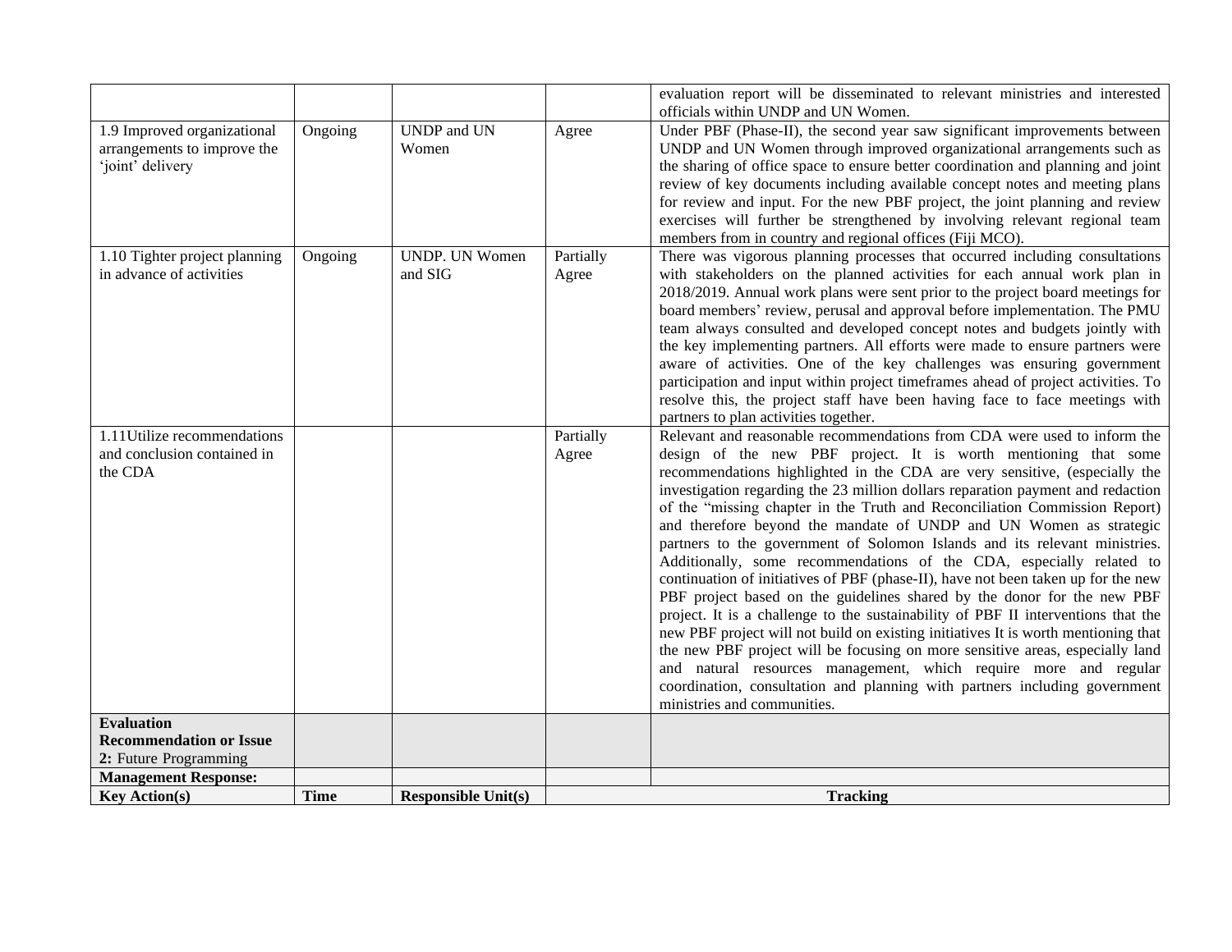| | | | | |
|---|---|---|---|---|
| | | | | evaluation report will be disseminated to relevant ministries and interested officials within UNDP and UN Women. |
| 1.9 Improved organizational arrangements to improve the 'joint' delivery | Ongoing | UNDP and UN Women | Agree | Under PBF (Phase-II), the second year saw significant improvements between UNDP and UN Women through improved organizational arrangements such as the sharing of office space to ensure better coordination and planning and joint review of key documents including available concept notes and meeting plans for review and input. For the new PBF project, the joint planning and review exercises will further be strengthened by involving relevant regional team members from in country and regional offices (Fiji MCO). |
| 1.10 Tighter project planning in advance of activities | Ongoing | UNDP. UN Women and SIG | Partially Agree | There was vigorous planning processes that occurred including consultations with stakeholders on the planned activities for each annual work plan in 2018/2019. Annual work plans were sent prior to the project board meetings for board members' review, perusal and approval before implementation. The PMU team always consulted and developed concept notes and budgets jointly with the key implementing partners. All efforts were made to ensure partners were aware of activities. One of the key challenges was ensuring government participation and input within project timeframes ahead of project activities. To resolve this, the project staff have been having face to face meetings with partners to plan activities together. |
| 1.11Utilize recommendations and conclusion contained in the CDA | | | Partially Agree | Relevant and reasonable recommendations from CDA were used to inform the design of the new PBF project. It is worth mentioning that some recommendations highlighted in the CDA are very sensitive, (especially the investigation regarding the 23 million dollars reparation payment and redaction of the "missing chapter in the Truth and Reconciliation Commission Report) and therefore beyond the mandate of UNDP and UN Women as strategic partners to the government of Solomon Islands and its relevant ministries. Additionally, some recommendations of the CDA, especially related to continuation of initiatives of PBF (phase-II), have not been taken up for the new PBF project based on the guidelines shared by the donor for the new PBF project. It is a challenge to the sustainability of PBF II interventions that the new PBF project will not build on existing initiatives It is worth mentioning that the new PBF project will be focusing on more sensitive areas, especially land and natural resources management, which require more and regular coordination, consultation and planning with partners including government ministries and communities. |
| **Evaluation Recommendation or Issue 2:** Future Programming | | | | |
| **Management Response:** | | | | |
| **Key Action(s)** | **Time** | **Responsible Unit(s)** | **Tracking** | |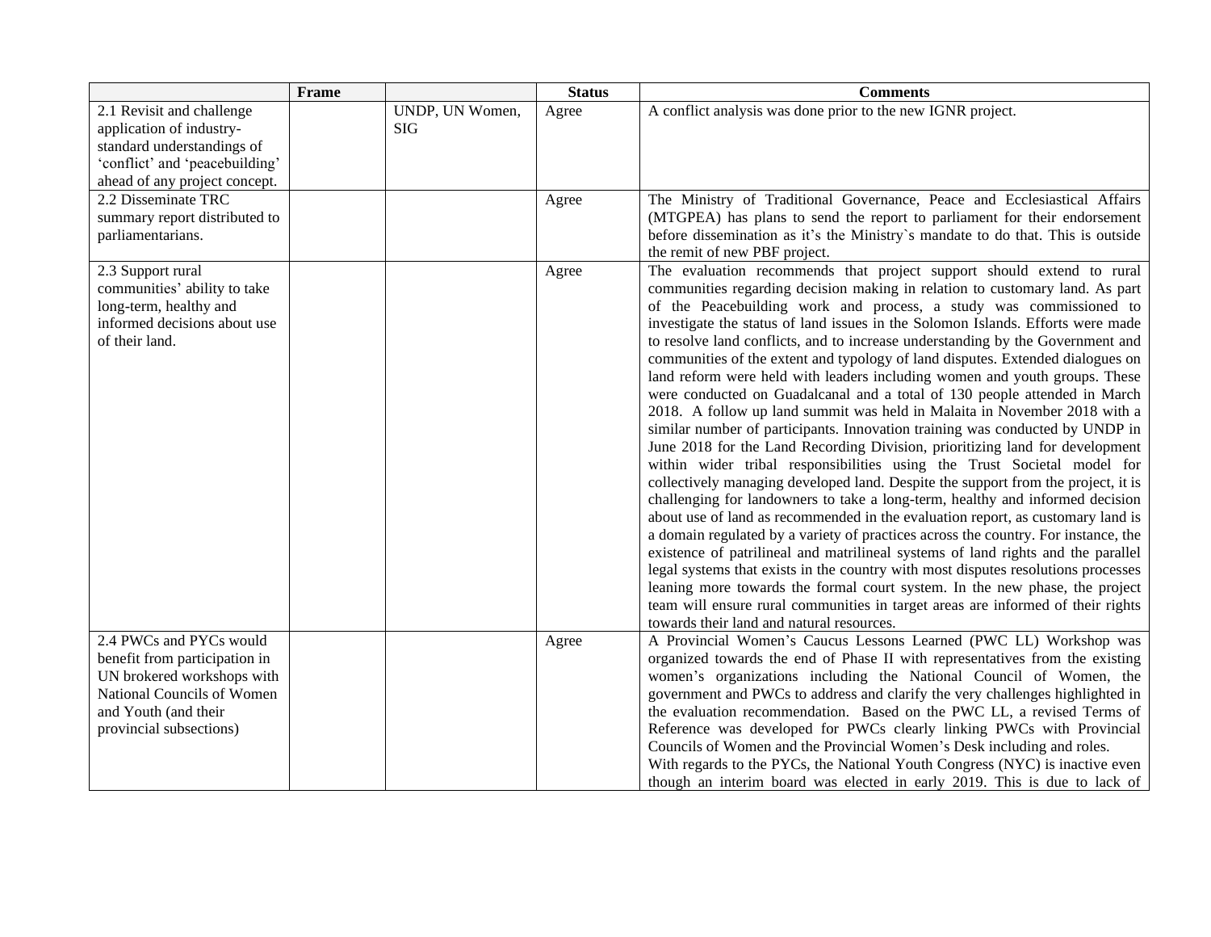| | Frame | | Status | Comments |
|---|---|---|---|---|
| 2.1 Revisit and challenge application of industry-standard understandings of 'conflict' and 'peacebuilding' ahead of any project concept. | | UNDP, UN Women, SIG | Agree | A conflict analysis was done prior to the new IGNR project. |
| 2.2 Disseminate TRC summary report distributed to parliamentarians. | | | Agree | The Ministry of Traditional Governance, Peace and Ecclesiastical Affairs (MTGPEA) has plans to send the report to parliament for their endorsement before dissemination as it's the Ministry`s mandate to do that. This is outside the remit of new PBF project. |
| 2.3 Support rural communities' ability to take long-term, healthy and informed decisions about use of their land. | | | Agree | The evaluation recommends that project support should extend to rural communities regarding decision making in relation to customary land. As part of the Peacebuilding work and process, a study was commissioned to investigate the status of land issues in the Solomon Islands. Efforts were made to resolve land conflicts, and to increase understanding by the Government and communities of the extent and typology of land disputes. Extended dialogues on land reform were held with leaders including women and youth groups. These were conducted on Guadalcanal and a total of 130 people attended in March 2018. A follow up land summit was held in Malaita in November 2018 with a similar number of participants. Innovation training was conducted by UNDP in June 2018 for the Land Recording Division, prioritizing land for development within wider tribal responsibilities using the Trust Societal model for collectively managing developed land. Despite the support from the project, it is challenging for landowners to take a long-term, healthy and informed decision about use of land as recommended in the evaluation report, as customary land is a domain regulated by a variety of practices across the country. For instance, the existence of patrilineal and matrilineal systems of land rights and the parallel legal systems that exists in the country with most disputes resolutions processes leaning more towards the formal court system. In the new phase, the project team will ensure rural communities in target areas are informed of their rights towards their land and natural resources. |
| 2.4 PWCs and PYCs would benefit from participation in UN brokered workshops with National Councils of Women and Youth (and their provincial subsections) | | | Agree | A Provincial Women's Caucus Lessons Learned (PWC LL) Workshop was organized towards the end of Phase II with representatives from the existing women's organizations including the National Council of Women, the government and PWCs to address and clarify the very challenges highlighted in the evaluation recommendation. Based on the PWC LL, a revised Terms of Reference was developed for PWCs clearly linking PWCs with Provincial Councils of Women and the Provincial Women's Desk including and roles.<br>With regards to the PYCs, the National Youth Congress (NYC) is inactive even though an interim board was elected in early 2019. This is due to lack of |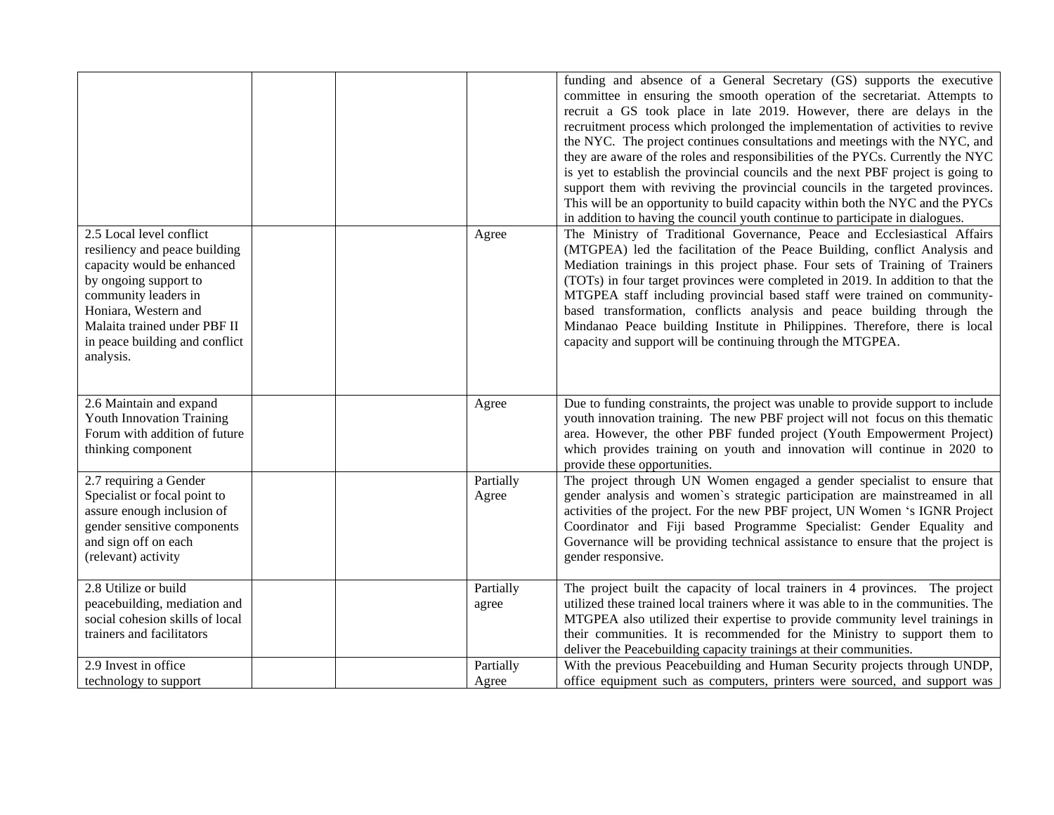| | | | | |
|---|---|---|---|---|
| | | | | funding and absence of a General Secretary (GS) supports the executive committee in ensuring the smooth operation of the secretariat. Attempts to recruit a GS took place in late 2019. However, there are delays in the recruitment process which prolonged the implementation of activities to revive the NYC. The project continues consultations and meetings with the NYC, and they are aware of the roles and responsibilities of the PYCs. Currently the NYC is yet to establish the provincial councils and the next PBF project is going to support them with reviving the provincial councils in the targeted provinces. This will be an opportunity to build capacity within both the NYC and the PYCs in addition to having the council youth continue to participate in dialogues. |
| 2.5 Local level conflict resiliency and peace building capacity would be enhanced by ongoing support to community leaders in Honiara, Western and Malaita trained under PBF II in peace building and conflict analysis. | | | Agree | The Ministry of Traditional Governance, Peace and Ecclesiastical Affairs (MTGPEA) led the facilitation of the Peace Building, conflict Analysis and Mediation trainings in this project phase. Four sets of Training of Trainers (TOTs) in four target provinces were completed in 2019. In addition to that the MTGPEA staff including provincial based staff were trained on community-based transformation, conflicts analysis and peace building through the Mindanao Peace building Institute in Philippines. Therefore, there is local capacity and support will be continuing through the MTGPEA. |
| 2.6 Maintain and expand Youth Innovation Training Forum with addition of future thinking component | | | Agree | Due to funding constraints, the project was unable to provide support to include youth innovation training. The new PBF project will not focus on this thematic area. However, the other PBF funded project (Youth Empowerment Project) which provides training on youth and innovation will continue in 2020 to provide these opportunities. |
| 2.7 requiring a Gender Specialist or focal point to assure enough inclusion of gender sensitive components and sign off on each (relevant) activity | | | Partially Agree | The project through UN Women engaged a gender specialist to ensure that gender analysis and women`s strategic participation are mainstreamed in all activities of the project. For the new PBF project, UN Women 's IGNR Project Coordinator and Fiji based Programme Specialist: Gender Equality and Governance will be providing technical assistance to ensure that the project is gender responsive. |
| 2.8 Utilize or build peacebuilding, mediation and social cohesion skills of local trainers and facilitators | | | Partially agree | The project built the capacity of local trainers in 4 provinces. The project utilized these trained local trainers where it was able to in the communities. The MTGPEA also utilized their expertise to provide community level trainings in their communities. It is recommended for the Ministry to support them to deliver the Peacebuilding capacity trainings at their communities. |
| 2.9 Invest in office technology to support | | | Partially Agree | With the previous Peacebuilding and Human Security projects through UNDP, office equipment such as computers, printers were sourced, and support was |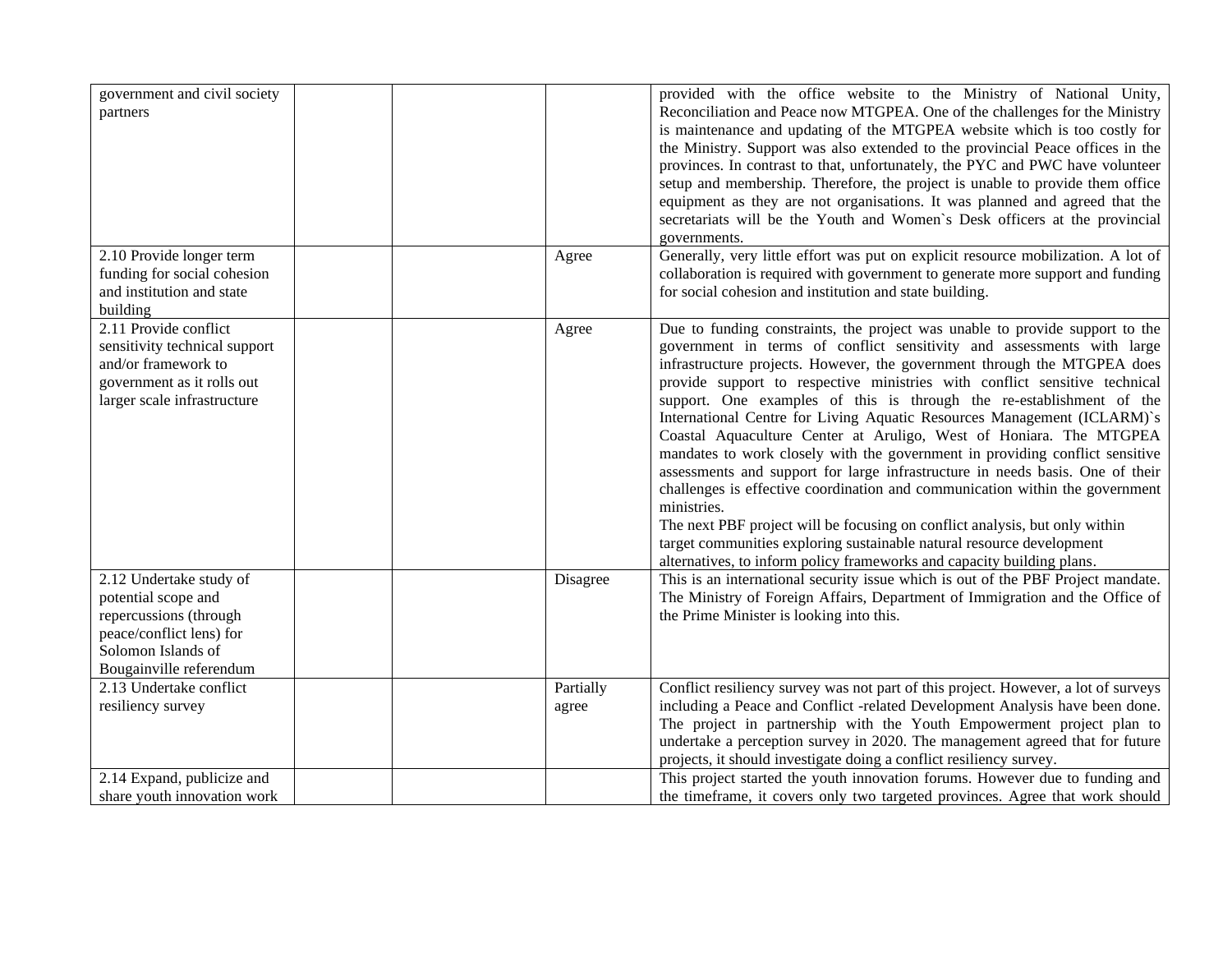| | | | | |
|---|---|---|---|---|
| government and civil society partners | | | | provided with the office website to the Ministry of National Unity, Reconciliation and Peace now MTGPEA. One of the challenges for the Ministry is maintenance and updating of the MTGPEA website which is too costly for the Ministry. Support was also extended to the provincial Peace offices in the provinces. In contrast to that, unfortunately, the PYC and PWC have volunteer setup and membership. Therefore, the project is unable to provide them office equipment as they are not organisations. It was planned and agreed that the secretariats will be the Youth and Women`s Desk officers at the provincial governments. |
| 2.10 Provide longer term funding for social cohesion and institution and state building | | | Agree | Generally, very little effort was put on explicit resource mobilization. A lot of collaboration is required with government to generate more support and funding for social cohesion and institution and state building. |
| 2.11 Provide conflict sensitivity technical support and/or framework to government as it rolls out larger scale infrastructure | | | Agree | Due to funding constraints, the project was unable to provide support to the government in terms of conflict sensitivity and assessments with large infrastructure projects. However, the government through the MTGPEA does provide support to respective ministries with conflict sensitive technical support. One examples of this is through the re-establishment of the International Centre for Living Aquatic Resources Management (ICLARM)`s Coastal Aquaculture Center at Aruligo, West of Honiara. The MTGPEA mandates to work closely with the government in providing conflict sensitive assessments and support for large infrastructure in needs basis. One of their challenges is effective coordination and communication within the government ministries.<br>The next PBF project will be focusing on conflict analysis, but only within target communities exploring sustainable natural resource development alternatives, to inform policy frameworks and capacity building plans. |
| 2.12 Undertake study of potential scope and repercussions (through peace/conflict lens) for Solomon Islands of Bougainville referendum | | | Disagree | This is an international security issue which is out of the PBF Project mandate. The Ministry of Foreign Affairs, Department of Immigration and the Office of the Prime Minister is looking into this. |
| 2.13 Undertake conflict resiliency survey | | | Partially agree | Conflict resiliency survey was not part of this project. However, a lot of surveys including a Peace and Conflict -related Development Analysis have been done. The project in partnership with the Youth Empowerment project plan to undertake a perception survey in 2020. The management agreed that for future projects, it should investigate doing a conflict resiliency survey. |
| 2.14 Expand, publicize and share youth innovation work | | | | This project started the youth innovation forums. However due to funding and the timeframe, it covers only two targeted provinces. Agree that work should |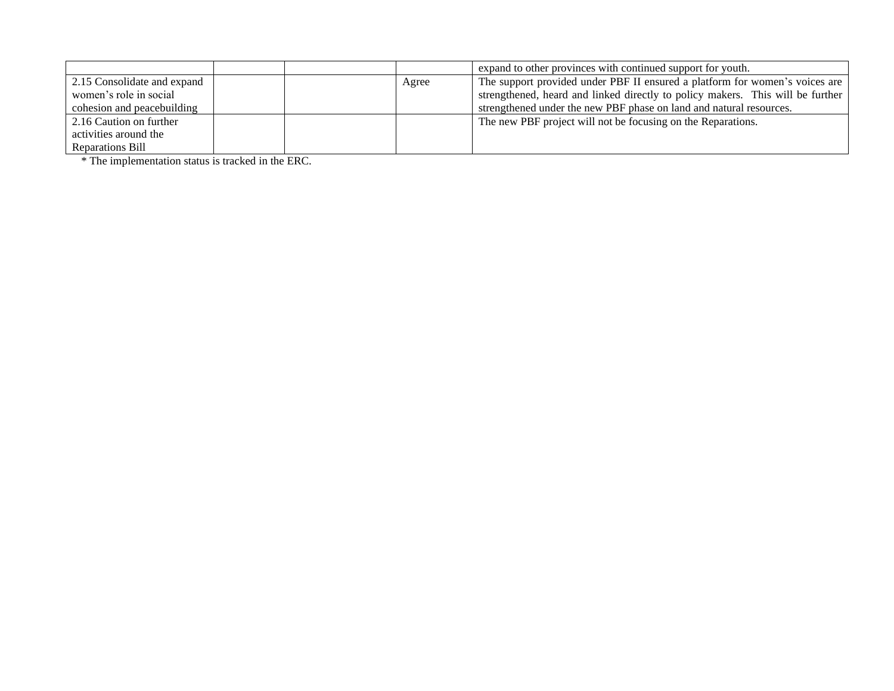| | | | | |
|---|---|---|---|---|
| | | | | expand to other provinces with continued support for youth. |
| 2.15 Consolidate and expand women’s role in social cohesion and peacebuilding | | | Agree | The support provided under PBF II ensured a platform for women’s voices are strengthened, heard and linked directly to policy makers. This will be further strengthened under the new PBF phase on land and natural resources. |
| 2.16 Caution on further activities around the Reparations Bill | | | | The new PBF project will not be focusing on the Reparations. |

* The implementation status is tracked in the ERC.